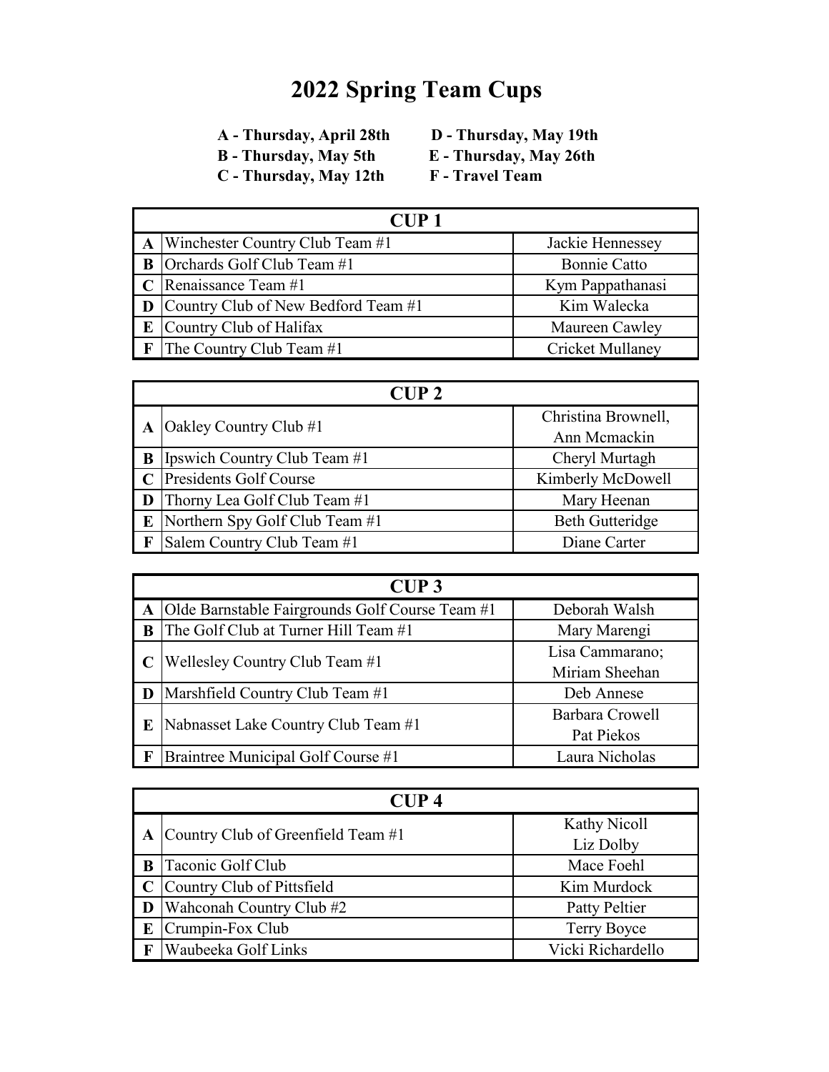# 2022 Spring Team Cups

**A - Thursday, April 28th**
**B - Thursday, May 5th**
**C - Thursday, May 12th**
**D - Thursday, May 19th**
**E - Thursday, May 26th**
**F - Travel Team**

| CUP 1 | | |
|---|---|---|
| **A** | Winchester Country Club Team #1 | Jackie Hennessey |
| **B** | Orchards Golf Club Team #1 | Bonnie Catto |
| **C** | Renaissance Team #1 | Kym Pappathanasi |
| **D** | Country Club of New Bedford Team #1 | Kim Walecka |
| **E** | Country Club of Halifax | Maureen Cawley |
| **F** | The Country Club Team #1 | Cricket Mullaney |

| CUP 2 | | |
|---|---|---|
| **A** | Oakley Country Club #1 | Christina Brownell, Ann Mcmackin |
| **B** | Ipswich Country Club Team #1 | Cheryl Murtagh |
| **C** | Presidents Golf Course | Kimberly McDowell |
| **D** | Thorny Lea Golf Club Team #1 | Mary Heenan |
| **E** | Northern Spy Golf Club Team #1 | Beth Gutteridge |
| **F** | Salem Country Club Team #1 | Diane Carter |

| CUP 3 | | |
|---|---|---|
| **A** | Olde Barnstable Fairgrounds Golf Course Team #1 | Deborah Walsh |
| **B** | The Golf Club at Turner Hill Team #1 | Mary Marengi |
| **C** | Wellesley Country Club Team #1 | Lisa Cammarano; Miriam Sheehan |
| **D** | Marshfield Country Club Team #1 | Deb Annese |
| **E** | Nabnasset Lake Country Club Team #1 | Barbara Crowell Pat Piekos |
| **F** | Braintree Municipal Golf Course #1 | Laura Nicholas |

| CUP 4 | | |
|---|---|---|
| **A** | Country Club of Greenfield Team #1 | Kathy Nicoll Liz Dolby |
| **B** | Taconic Golf Club | Mace Foehl |
| **C** | Country Club of Pittsfield | Kim Murdock |
| **D** | Wahconah Country Club #2 | Patty Peltier |
| **E** | Crumpin-Fox Club | Terry Boyce |
| **F** | Waubeeka Golf Links | Vicki Richardello |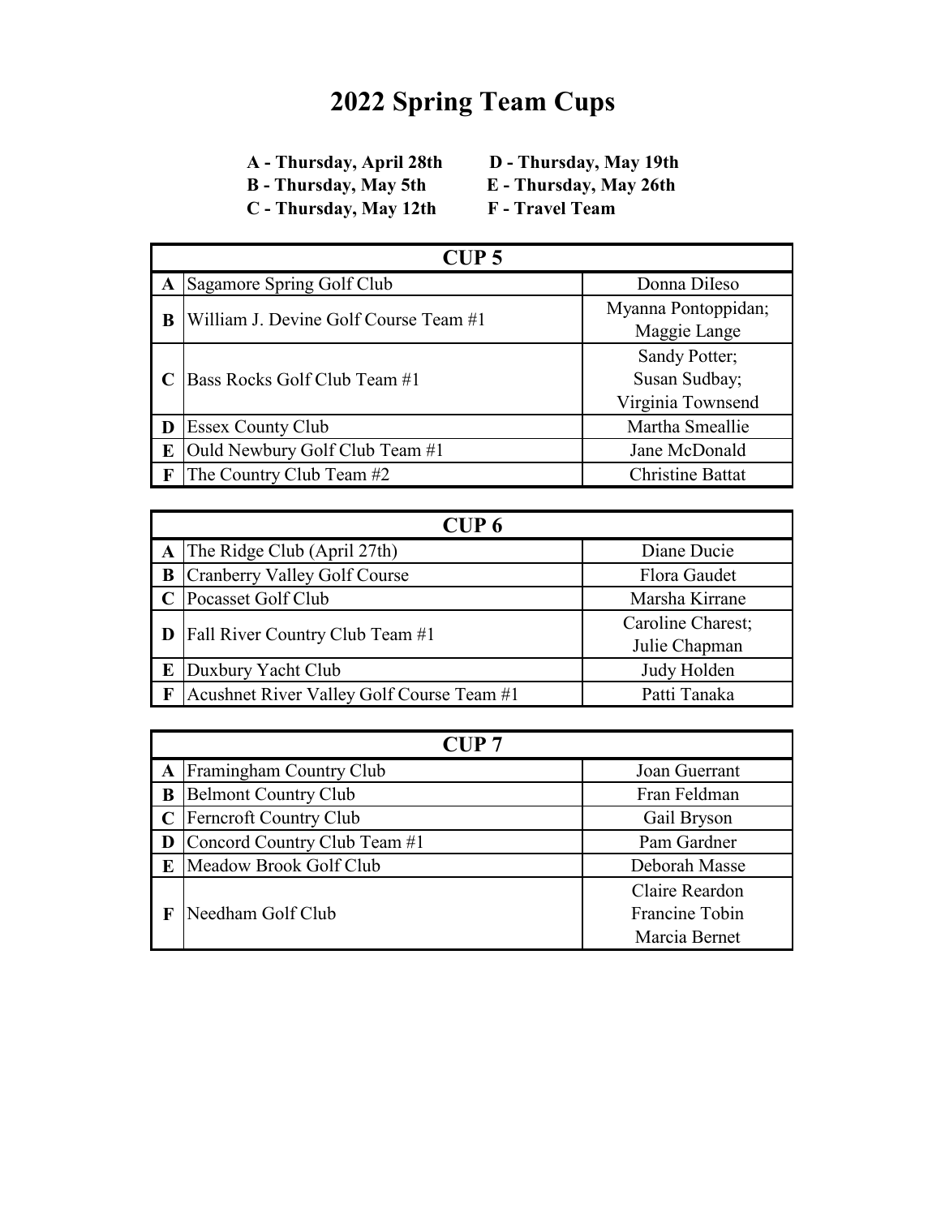# 2022 Spring Team Cups

**A - Thursday, April 28th**
**B - Thursday, May 5th**
**C - Thursday, May 12th**
**D - Thursday, May 19th**
**E - Thursday, May 26th**
**F - Travel Team**

| CUP 5 | | |
|---|---|---|
| **A** | Sagamore Spring Golf Club | Donna DiIeso |
| **B** | William J. Devine Golf Course Team #1 | Myanna Pontoppidan; Maggie Lange |
| **C** | Bass Rocks Golf Club Team #1 | Sandy Potter; Susan Sudbay; Virginia Townsend |
| **D** | Essex County Club | Martha Smeallie |
| **E** | Ould Newbury Golf Club Team #1 | Jane McDonald |
| **F** | The Country Club Team #2 | Christine Battat |

| CUP 6 | | |
|---|---|---|
| **A** | The Ridge Club (April 27th) | Diane Ducie |
| **B** | Cranberry Valley Golf Course | Flora Gaudet |
| **C** | Pocasset Golf Club | Marsha Kirrane |
| **D** | Fall River Country Club Team #1 | Caroline Charest; Julie Chapman |
| **E** | Duxbury Yacht Club | Judy Holden |
| **F** | Acushnet River Valley Golf Course Team #1 | Patti Tanaka |

| CUP 7 | | |
|---|---|---|
| **A** | Framingham Country Club | Joan Guerrant |
| **B** | Belmont Country Club | Fran Feldman |
| **C** | Ferncroft Country Club | Gail Bryson |
| **D** | Concord Country Club Team #1 | Pam Gardner |
| **E** | Meadow Brook Golf Club | Deborah Masse |
| **F** | Needham Golf Club | Claire Reardon Francine Tobin Marcia Bernet |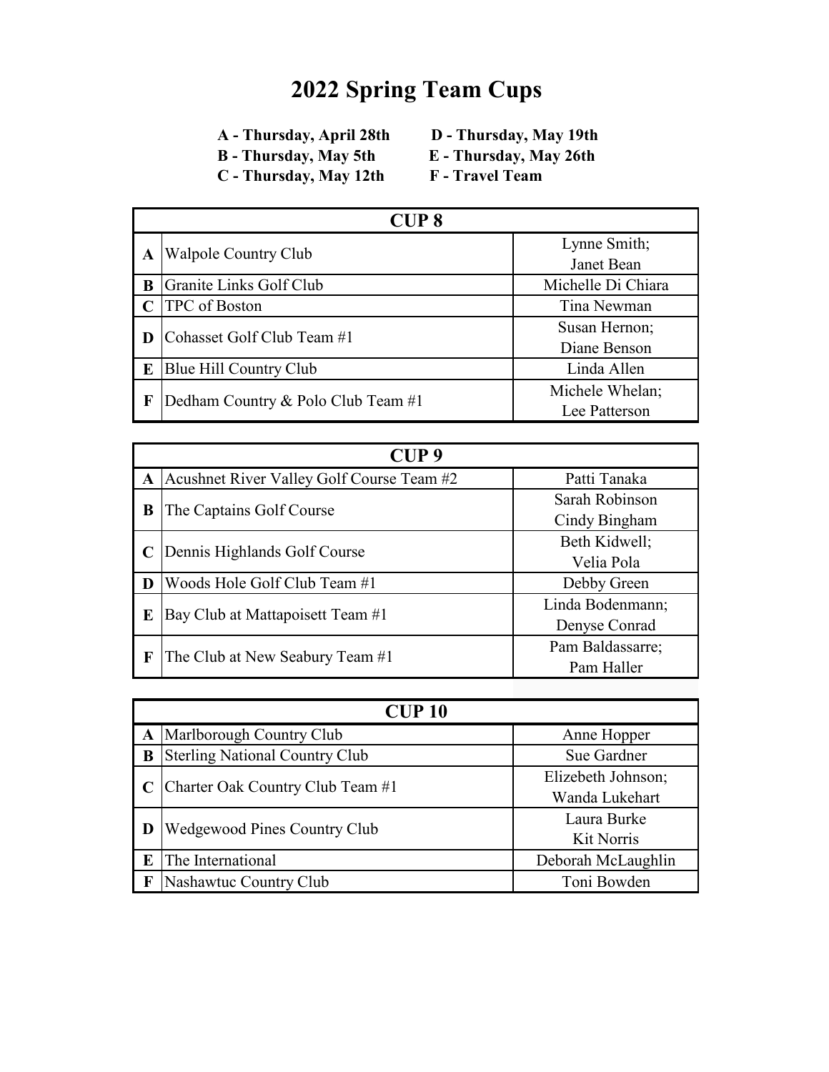# 2022 Spring Team Cups

**A - Thursday, April 28th**
**B - Thursday, May 5th**
**C - Thursday, May 12th**
**D - Thursday, May 19th**
**E - Thursday, May 26th**
**F - Travel Team**

| CUP 8 | | |
|---|---|---|
| **A** | Walpole Country Club | Lynne Smith; Janet Bean |
| **B** | Granite Links Golf Club | Michelle Di Chiara |
| **C** | TPC of Boston | Tina Newman |
| **D** | Cohasset Golf Club Team #1 | Susan Hernon; Diane Benson |
| **E** | Blue Hill Country Club | Linda Allen |
| **F** | Dedham Country & Polo Club Team #1 | Michele Whelan; Lee Patterson |

| CUP 9 | | |
|---|---|---|
| **A** | Acushnet River Valley Golf Course Team #2 | Patti Tanaka |
| **B** | The Captains Golf Course | Sarah Robinson Cindy Bingham |
| **C** | Dennis Highlands Golf Course | Beth Kidwell; Velia Pola |
| **D** | Woods Hole Golf Club Team #1 | Debby Green |
| **E** | Bay Club at Mattapoisett Team #1 | Linda Bodenmann; Denyse Conrad |
| **F** | The Club at New Seabury Team #1 | Pam Baldassarre; Pam Haller |

| CUP 10 | | |
|---|---|---|
| **A** | Marlborough Country Club | Anne Hopper |
| **B** | Sterling National Country Club | Sue Gardner |
| **C** | Charter Oak Country Club Team #1 | Elizebeth Johnson; Wanda Lukehart |
| **D** | Wedgewood Pines Country Club | Laura Burke Kit Norris |
| **E** | The International | Deborah McLaughlin |
| **F** | Nashawtuc Country Club | Toni Bowden |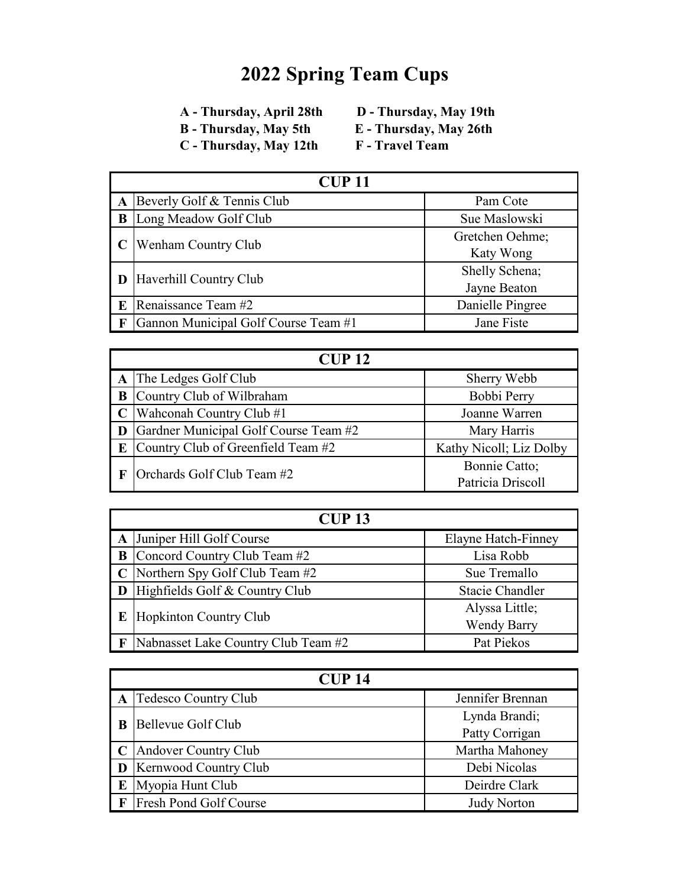# 2022 Spring Team Cups

**A - Thursday, April 28th**
**B - Thursday, May 5th**
**C - Thursday, May 12th**
**D - Thursday, May 19th**
**E - Thursday, May 26th**
**F - Travel Team**

| CUP 11 | | |
|---|---|---|
| **A** | Beverly Golf & Tennis Club | Pam Cote |
| **B** | Long Meadow Golf Club | Sue Maslowski |
| **C** | Wenham Country Club | Gretchen Oehme; Katy Wong |
| **D** | Haverhill Country Club | Shelly Schena; Jayne Beaton |
| **E** | Renaissance Team #2 | Danielle Pingree |
| **F** | Gannon Municipal Golf Course Team #1 | Jane Fiste |

| CUP 12 | | |
|---|---|---|
| **A** | The Ledges Golf Club | Sherry Webb |
| **B** | Country Club of Wilbraham | Bobbi Perry |
| **C** | Wahconah Country Club #1 | Joanne Warren |
| **D** | Gardner Municipal Golf Course Team #2 | Mary Harris |
| **E** | Country Club of Greenfield Team #2 | Kathy Nicoll; Liz Dolby |
| **F** | Orchards Golf Club Team #2 | Bonnie Catto; Patricia Driscoll |

| CUP 13 | | |
|---|---|---|
| **A** | Juniper Hill Golf Course | Elayne Hatch-Finney |
| **B** | Concord Country Club Team #2 | Lisa Robb |
| **C** | Northern Spy Golf Club Team #2 | Sue Tremallo |
| **D** | Highfields Golf & Country Club | Stacie Chandler |
| **E** | Hopkinton Country Club | Alyssa Little; Wendy Barry |
| **F** | Nabnasset Lake Country Club Team #2 | Pat Piekos |

| CUP 14 | | |
|---|---|---|
| **A** | Tedesco Country Club | Jennifer Brennan |
| **B** | Bellevue Golf Club | Lynda Brandi; Patty Corrigan |
| **C** | Andover Country Club | Martha Mahoney |
| **D** | Kernwood Country Club | Debi Nicolas |
| **E** | Myopia Hunt Club | Deirdre Clark |
| **F** | Fresh Pond Golf Course | Judy Norton |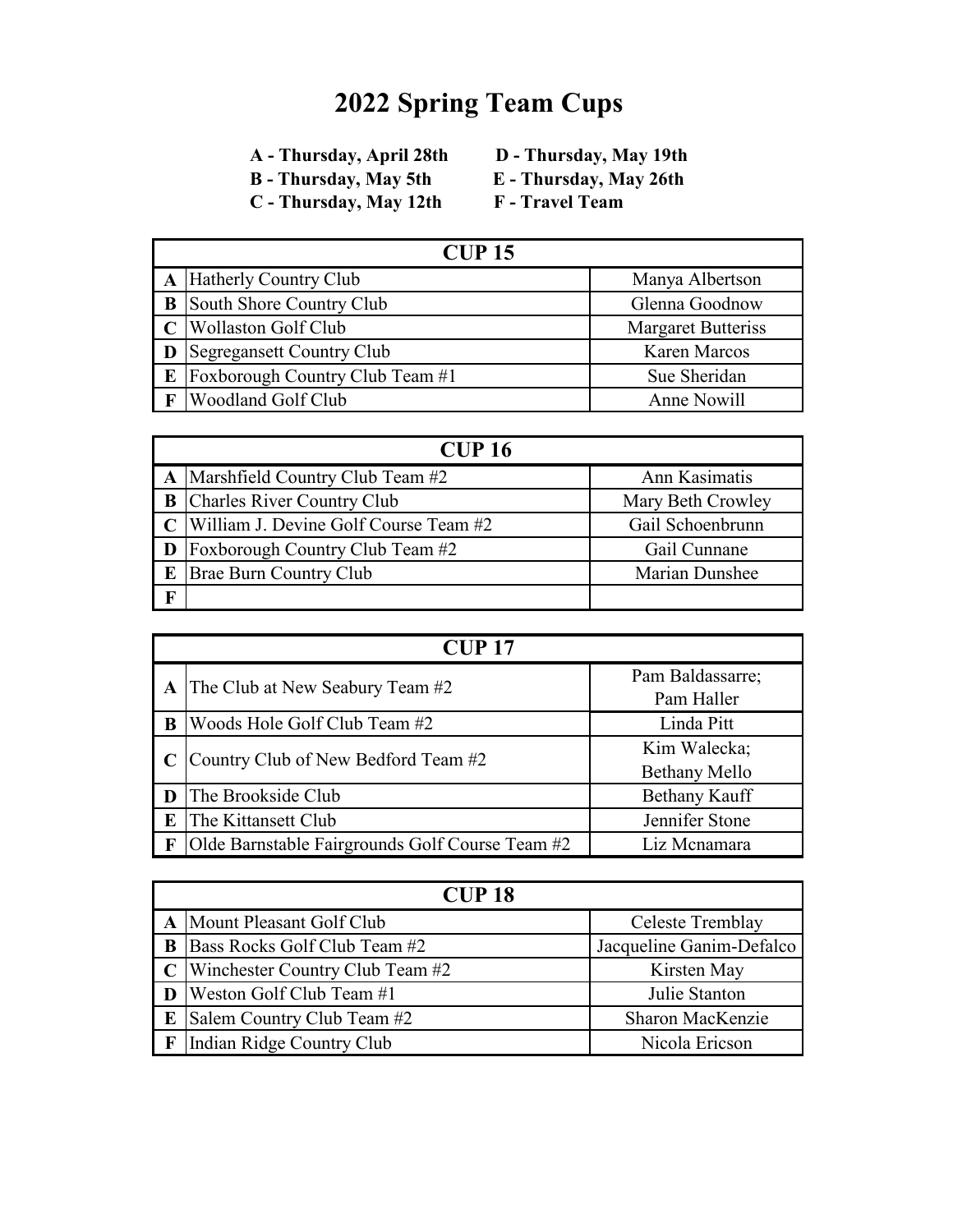# 2022 Spring Team Cups

**A - Thursday, April 28th**
**B - Thursday, May 5th**
**C - Thursday, May 12th**
**D - Thursday, May 19th**
**E - Thursday, May 26th**
**F - Travel Team**

| CUP 15 | | |
|---|---|---|
| **A** | Hatherly Country Club | Manya Albertson |
| **B** | South Shore Country Club | Glenna Goodnow |
| **C** | Wollaston Golf Club | Margaret Butteriss |
| **D** | Segregansett Country Club | Karen Marcos |
| **E** | Foxborough Country Club Team #1 | Sue Sheridan |
| **F** | Woodland Golf Club | Anne Nowill |

| CUP 16 | | |
|---|---|---|
| **A** | Marshfield Country Club Team #2 | Ann Kasimatis |
| **B** | Charles River Country Club | Mary Beth Crowley |
| **C** | William J. Devine Golf Course Team #2 | Gail Schoenbrunn |
| **D** | Foxborough Country Club Team #2 | Gail Cunnane |
| **E** | Brae Burn Country Club | Marian Dunshee |
| **F** | | |

| CUP 17 | | |
|---|---|---|
| **A** | The Club at New Seabury Team #2 | Pam Baldassarre; Pam Haller |
| **B** | Woods Hole Golf Club Team #2 | Linda Pitt |
| **C** | Country Club of New Bedford Team #2 | Kim Walecka; Bethany Mello |
| **D** | The Brookside Club | Bethany Kauff |
| **E** | The Kittansett Club | Jennifer Stone |
| **F** | Olde Barnstable Fairgrounds Golf Course Team #2 | Liz Mcnamara |

| CUP 18 | | |
|---|---|---|
| **A** | Mount Pleasant Golf Club | Celeste Tremblay |
| **B** | Bass Rocks Golf Club Team #2 | Jacqueline Ganim-Defalco |
| **C** | Winchester Country Club Team #2 | Kirsten May |
| **D** | Weston Golf Club Team #1 | Julie Stanton |
| **E** | Salem Country Club Team #2 | Sharon MacKenzie |
| **F** | Indian Ridge Country Club | Nicola Ericson |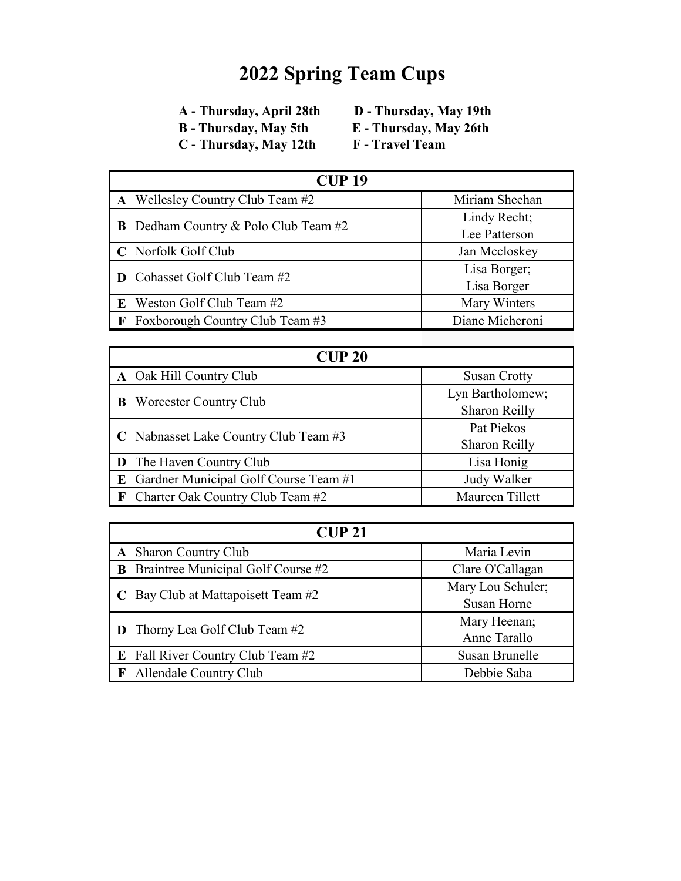# 2022 Spring Team Cups

**A - Thursday, April 28th**
**B - Thursday, May 5th**
**C - Thursday, May 12th**
**D - Thursday, May 19th**
**E - Thursday, May 26th**
**F - Travel Team**

| CUP 19 | | |
|---|---|---|
| **A** | Wellesley Country Club Team #2 | Miriam Sheehan |
| **B** | Dedham Country & Polo Club Team #2 | Lindy Recht; Lee Patterson |
| **C** | Norfolk Golf Club | Jan Mccloskey |
| **D** | Cohasset Golf Club Team #2 | Lisa Borger; Lisa Borger |
| **E** | Weston Golf Club Team #2 | Mary Winters |
| **F** | Foxborough Country Club Team #3 | Diane Micheroni |

| CUP 20 | | |
|---|---|---|
| **A** | Oak Hill Country Club | Susan Crotty |
| **B** | Worcester Country Club | Lyn Bartholomew; Sharon Reilly |
| **C** | Nabnasset Lake Country Club Team #3 | Pat Piekos Sharon Reilly |
| **D** | The Haven Country Club | Lisa Honig |
| **E** | Gardner Municipal Golf Course Team #1 | Judy Walker |
| **F** | Charter Oak Country Club Team #2 | Maureen Tillett |

| CUP 21 | | |
|---|---|---|
| **A** | Sharon Country Club | Maria Levin |
| **B** | Braintree Municipal Golf Course #2 | Clare O'Callagan |
| **C** | Bay Club at Mattapoisett Team #2 | Mary Lou Schuler; Susan Horne |
| **D** | Thorny Lea Golf Club Team #2 | Mary Heenan; Anne Tarallo |
| **E** | Fall River Country Club Team #2 | Susan Brunelle |
| **F** | Allendale Country Club | Debbie Saba |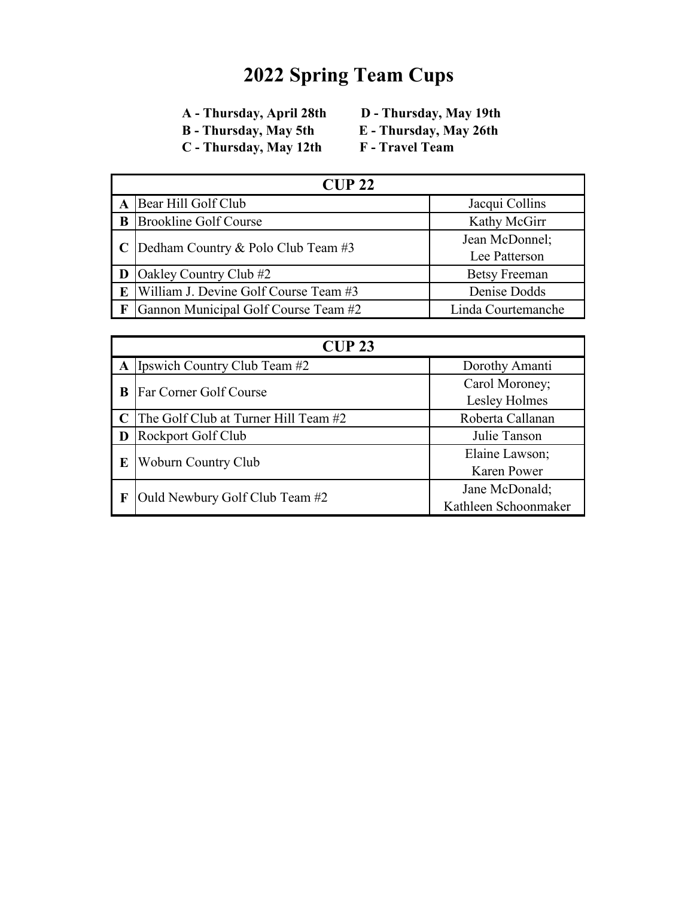# 2022 Spring Team Cups

**A - Thursday, April 28th**
**B - Thursday, May 5th**
**C - Thursday, May 12th**
**D - Thursday, May 19th**
**E - Thursday, May 26th**
**F - Travel Team**

| CUP 22 | | |
|---|---|---|
| **A** | Bear Hill Golf Club | Jacqui Collins |
| **B** | Brookline Golf Course | Kathy McGirr |
| **C** | Dedham Country & Polo Club Team #3 | Jean McDonnel; Lee Patterson |
| **D** | Oakley Country Club #2 | Betsy Freeman |
| **E** | William J. Devine Golf Course Team #3 | Denise Dodds |
| **F** | Gannon Municipal Golf Course Team #2 | Linda Courtemanche |

| CUP 23 | | |
|---|---|---|
| **A** | Ipswich Country Club Team #2 | Dorothy Amanti |
| **B** | Far Corner Golf Course | Carol Moroney; Lesley Holmes |
| **C** | The Golf Club at Turner Hill Team #2 | Roberta Callanan |
| **D** | Rockport Golf Club | Julie Tanson |
| **E** | Woburn Country Club | Elaine Lawson; Karen Power |
| **F** | Ould Newbury Golf Club Team #2 | Jane McDonald; Kathleen Schoonmaker |